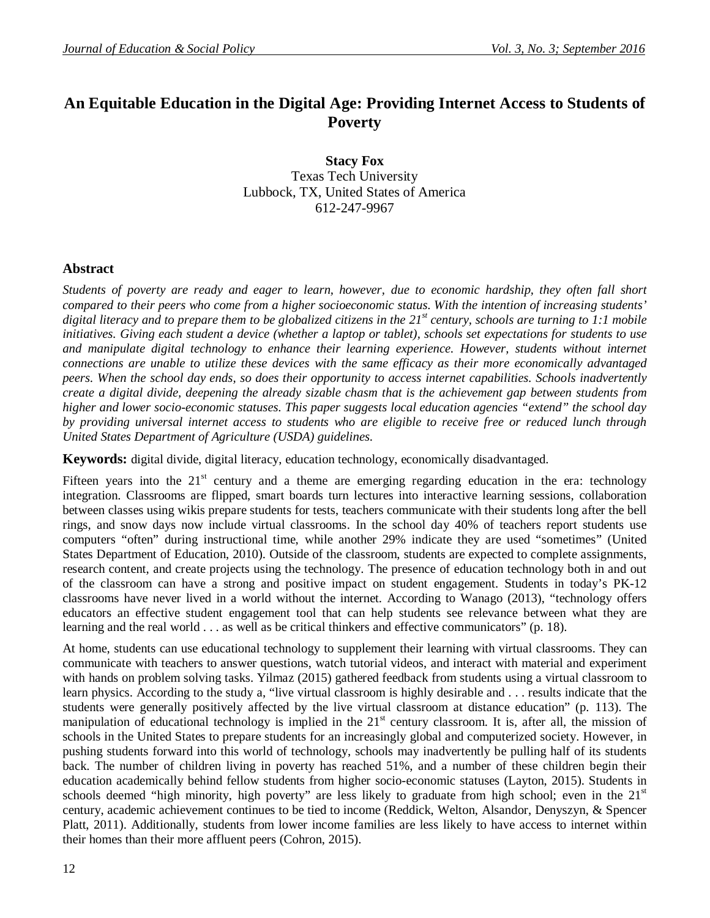# An Equitable Education in the Digital Age: Providing Internet Access to Students of Poverty

**Stacy Fox**
Texas Tech University
Lubbock, TX, United States of America
612-247-9967

## Abstract

*Students of poverty are ready and eager to learn, however, due to economic hardship, they often fall short compared to their peers who come from a higher socioeconomic status. With the intention of increasing students' digital literacy and to prepare them to be globalized citizens in the 21st century, schools are turning to 1:1 mobile initiatives. Giving each student a device (whether a laptop or tablet), schools set expectations for students to use and manipulate digital technology to enhance their learning experience. However, students without internet connections are unable to utilize these devices with the same efficacy as their more economically advantaged peers. When the school day ends, so does their opportunity to access internet capabilities. Schools inadvertently create a digital divide, deepening the already sizable chasm that is the achievement gap between students from higher and lower socio-economic statuses. This paper suggests local education agencies "extend" the school day by providing universal internet access to students who are eligible to receive free or reduced lunch through United States Department of Agriculture (USDA) guidelines.*

**Keywords:** digital divide, digital literacy, education technology, economically disadvantaged.

Fifteen years into the 21st century and a theme are emerging regarding education in the era: technology integration. Classrooms are flipped, smart boards turn lectures into interactive learning sessions, collaboration between classes using wikis prepare students for tests, teachers communicate with their students long after the bell rings, and snow days now include virtual classrooms. In the school day 40% of teachers report students use computers "often" during instructional time, while another 29% indicate they are used "sometimes" (United States Department of Education, 2010). Outside of the classroom, students are expected to complete assignments, research content, and create projects using the technology. The presence of education technology both in and out of the classroom can have a strong and positive impact on student engagement. Students in today's PK-12 classrooms have never lived in a world without the internet. According to Wanago (2013), "technology offers educators an effective student engagement tool that can help students see relevance between what they are learning and the real world . . . as well as be critical thinkers and effective communicators" (p. 18).

At home, students can use educational technology to supplement their learning with virtual classrooms. They can communicate with teachers to answer questions, watch tutorial videos, and interact with material and experiment with hands on problem solving tasks. Yilmaz (2015) gathered feedback from students using a virtual classroom to learn physics. According to the study a, "live virtual classroom is highly desirable and . . . results indicate that the students were generally positively affected by the live virtual classroom at distance education" (p. 113). The manipulation of educational technology is implied in the 21st century classroom. It is, after all, the mission of schools in the United States to prepare students for an increasingly global and computerized society. However, in pushing students forward into this world of technology, schools may inadvertently be pulling half of its students back. The number of children living in poverty has reached 51%, and a number of these children begin their education academically behind fellow students from higher socio-economic statuses (Layton, 2015). Students in schools deemed "high minority, high poverty" are less likely to graduate from high school; even in the 21st century, academic achievement continues to be tied to income (Reddick, Welton, Alsandor, Denyszyn, & Spencer Platt, 2011). Additionally, students from lower income families are less likely to have access to internet within their homes than their more affluent peers (Cohron, 2015).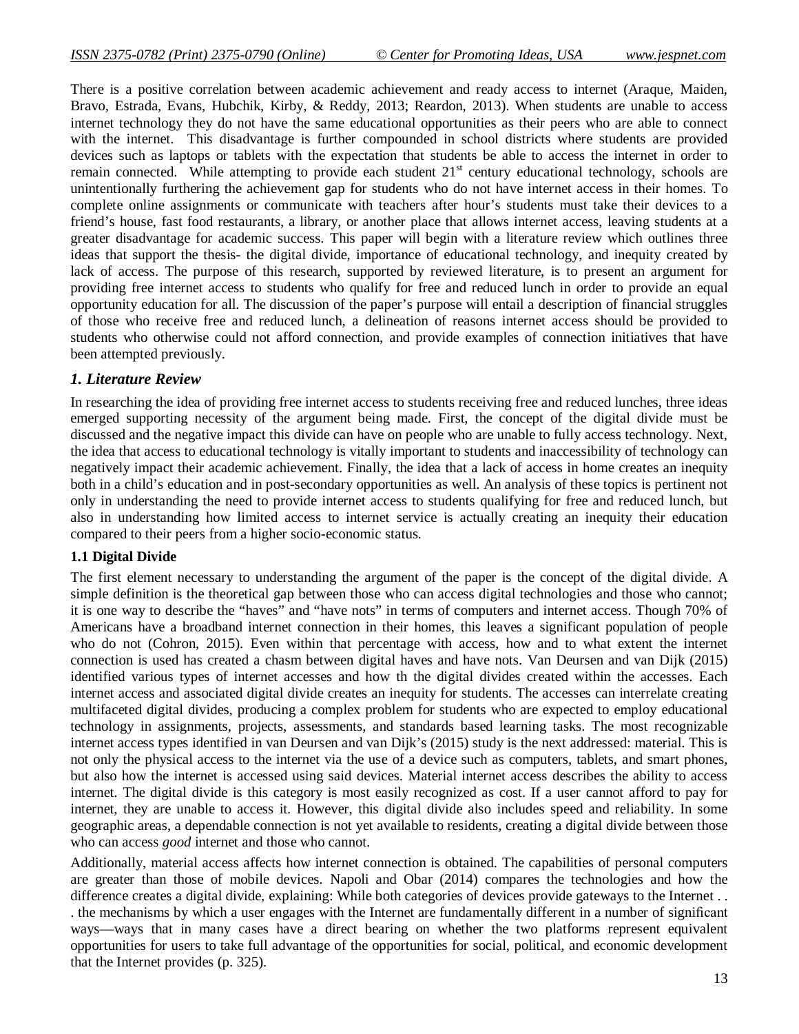There is a positive correlation between academic achievement and ready access to internet (Araque, Maiden, Bravo, Estrada, Evans, Hubchik, Kirby, & Reddy, 2013; Reardon, 2013). When students are unable to access internet technology they do not have the same educational opportunities as their peers who are able to connect with the internet. This disadvantage is further compounded in school districts where students are provided devices such as laptops or tablets with the expectation that students be able to access the internet in order to remain connected. While attempting to provide each student 21st century educational technology, schools are unintentionally furthering the achievement gap for students who do not have internet access in their homes. To complete online assignments or communicate with teachers after hour's students must take their devices to a friend's house, fast food restaurants, a library, or another place that allows internet access, leaving students at a greater disadvantage for academic success. This paper will begin with a literature review which outlines three ideas that support the thesis- the digital divide, importance of educational technology, and inequity created by lack of access. The purpose of this research, supported by reviewed literature, is to present an argument for providing free internet access to students who qualify for free and reduced lunch in order to provide an equal opportunity education for all. The discussion of the paper's purpose will entail a description of financial struggles of those who receive free and reduced lunch, a delineation of reasons internet access should be provided to students who otherwise could not afford connection, and provide examples of connection initiatives that have been attempted previously.

## *1. Literature Review*

In researching the idea of providing free internet access to students receiving free and reduced lunches, three ideas emerged supporting necessity of the argument being made. First, the concept of the digital divide must be discussed and the negative impact this divide can have on people who are unable to fully access technology. Next, the idea that access to educational technology is vitally important to students and inaccessibility of technology can negatively impact their academic achievement. Finally, the idea that a lack of access in home creates an inequity both in a child's education and in post-secondary opportunities as well. An analysis of these topics is pertinent not only in understanding the need to provide internet access to students qualifying for free and reduced lunch, but also in understanding how limited access to internet service is actually creating an inequity their education compared to their peers from a higher socio-economic status.

### 1.1 Digital Divide

The first element necessary to understanding the argument of the paper is the concept of the digital divide. A simple definition is the theoretical gap between those who can access digital technologies and those who cannot; it is one way to describe the "haves" and "have nots" in terms of computers and internet access. Though 70% of Americans have a broadband internet connection in their homes, this leaves a significant population of people who do not (Cohron, 2015). Even within that percentage with access, how and to what extent the internet connection is used has created a chasm between digital haves and have nots. Van Deursen and van Dijk (2015) identified various types of internet accesses and how th the digital divides created within the accesses. Each internet access and associated digital divide creates an inequity for students. The accesses can interrelate creating multifaceted digital divides, producing a complex problem for students who are expected to employ educational technology in assignments, projects, assessments, and standards based learning tasks. The most recognizable internet access types identified in van Deursen and van Dijk's (2015) study is the next addressed: material. This is not only the physical access to the internet via the use of a device such as computers, tablets, and smart phones, but also how the internet is accessed using said devices. Material internet access describes the ability to access internet. The digital divide is this category is most easily recognized as cost. If a user cannot afford to pay for internet, they are unable to access it. However, this digital divide also includes speed and reliability. In some geographic areas, a dependable connection is not yet available to residents, creating a digital divide between those who can access *good* internet and those who cannot.

Additionally, material access affects how internet connection is obtained. The capabilities of personal computers are greater than those of mobile devices. Napoli and Obar (2014) compares the technologies and how the difference creates a digital divide, explaining: While both categories of devices provide gateways to the Internet . . . the mechanisms by which a user engages with the Internet are fundamentally different in a number of significant ways—ways that in many cases have a direct bearing on whether the two platforms represent equivalent opportunities for users to take full advantage of the opportunities for social, political, and economic development that the Internet provides (p. 325).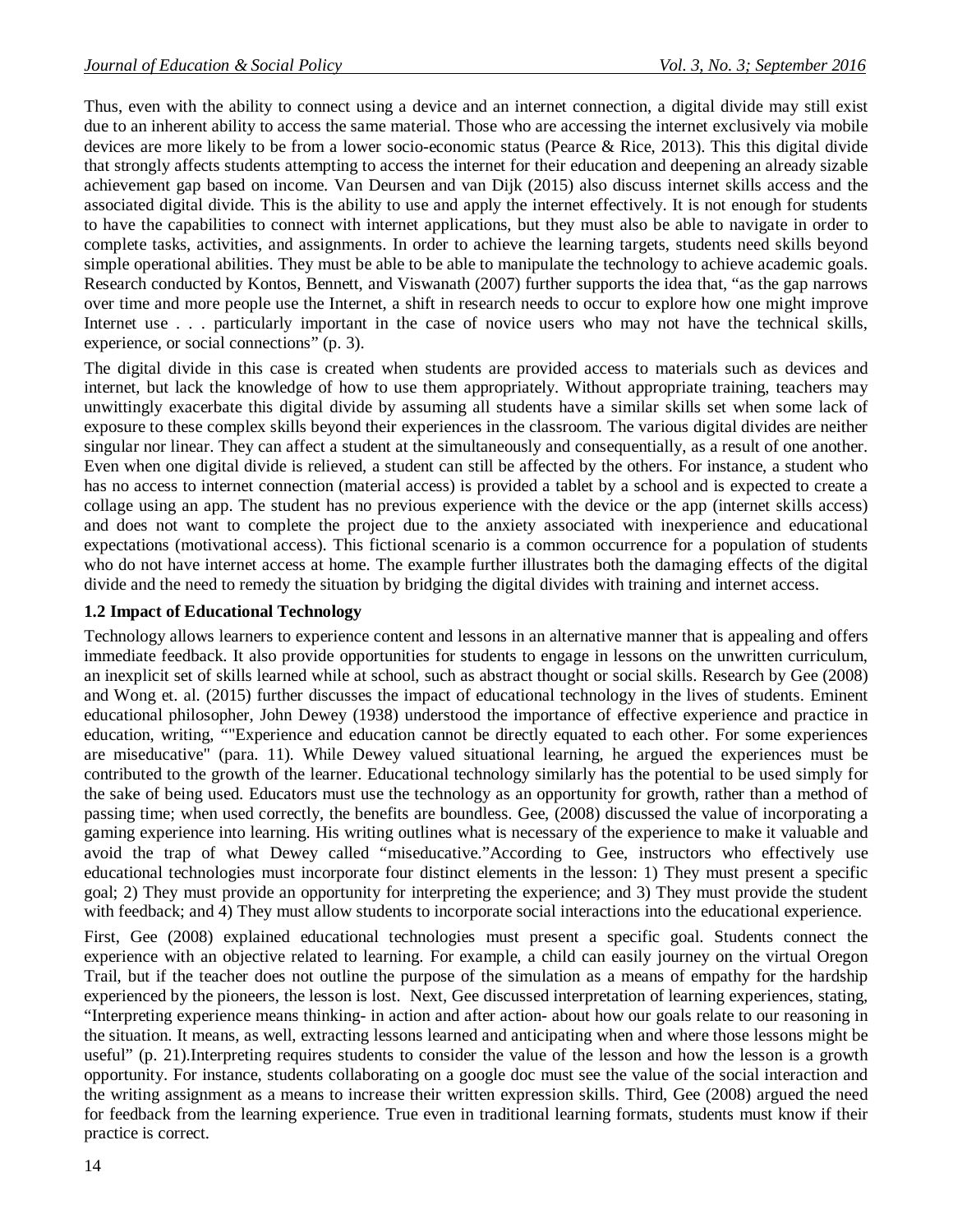Thus, even with the ability to connect using a device and an internet connection, a digital divide may still exist due to an inherent ability to access the same material. Those who are accessing the internet exclusively via mobile devices are more likely to be from a lower socio-economic status (Pearce & Rice, 2013). This this digital divide that strongly affects students attempting to access the internet for their education and deepening an already sizable achievement gap based on income. Van Deursen and van Dijk (2015) also discuss internet skills access and the associated digital divide. This is the ability to use and apply the internet effectively. It is not enough for students to have the capabilities to connect with internet applications, but they must also be able to navigate in order to complete tasks, activities, and assignments. In order to achieve the learning targets, students need skills beyond simple operational abilities. They must be able to be able to manipulate the technology to achieve academic goals. Research conducted by Kontos, Bennett, and Viswanath (2007) further supports the idea that, "as the gap narrows over time and more people use the Internet, a shift in research needs to occur to explore how one might improve Internet use . . . particularly important in the case of novice users who may not have the technical skills, experience, or social connections" (p. 3).

The digital divide in this case is created when students are provided access to materials such as devices and internet, but lack the knowledge of how to use them appropriately. Without appropriate training, teachers may unwittingly exacerbate this digital divide by assuming all students have a similar skills set when some lack of exposure to these complex skills beyond their experiences in the classroom. The various digital divides are neither singular nor linear. They can affect a student at the simultaneously and consequentially, as a result of one another. Even when one digital divide is relieved, a student can still be affected by the others. For instance, a student who has no access to internet connection (material access) is provided a tablet by a school and is expected to create a collage using an app. The student has no previous experience with the device or the app (internet skills access) and does not want to complete the project due to the anxiety associated with inexperience and educational expectations (motivational access). This fictional scenario is a common occurrence for a population of students who do not have internet access at home. The example further illustrates both the damaging effects of the digital divide and the need to remedy the situation by bridging the digital divides with training and internet access.

### 1.2 Impact of Educational Technology

Technology allows learners to experience content and lessons in an alternative manner that is appealing and offers immediate feedback. It also provide opportunities for students to engage in lessons on the unwritten curriculum, an inexplicit set of skills learned while at school, such as abstract thought or social skills. Research by Gee (2008) and Wong et. al. (2015) further discusses the impact of educational technology in the lives of students. Eminent educational philosopher, John Dewey (1938) understood the importance of effective experience and practice in education, writing, ""Experience and education cannot be directly equated to each other. For some experiences are miseducative" (para. 11). While Dewey valued situational learning, he argued the experiences must be contributed to the growth of the learner. Educational technology similarly has the potential to be used simply for the sake of being used. Educators must use the technology as an opportunity for growth, rather than a method of passing time; when used correctly, the benefits are boundless. Gee, (2008) discussed the value of incorporating a gaming experience into learning. His writing outlines what is necessary of the experience to make it valuable and avoid the trap of what Dewey called "miseducative."According to Gee, instructors who effectively use educational technologies must incorporate four distinct elements in the lesson: 1) They must present a specific goal; 2) They must provide an opportunity for interpreting the experience; and 3) They must provide the student with feedback; and 4) They must allow students to incorporate social interactions into the educational experience.

First, Gee (2008) explained educational technologies must present a specific goal. Students connect the experience with an objective related to learning. For example, a child can easily journey on the virtual Oregon Trail, but if the teacher does not outline the purpose of the simulation as a means of empathy for the hardship experienced by the pioneers, the lesson is lost. Next, Gee discussed interpretation of learning experiences, stating, "Interpreting experience means thinking- in action and after action- about how our goals relate to our reasoning in the situation. It means, as well, extracting lessons learned and anticipating when and where those lessons might be useful" (p. 21).Interpreting requires students to consider the value of the lesson and how the lesson is a growth opportunity. For instance, students collaborating on a google doc must see the value of the social interaction and the writing assignment as a means to increase their written expression skills. Third, Gee (2008) argued the need for feedback from the learning experience. True even in traditional learning formats, students must know if their practice is correct.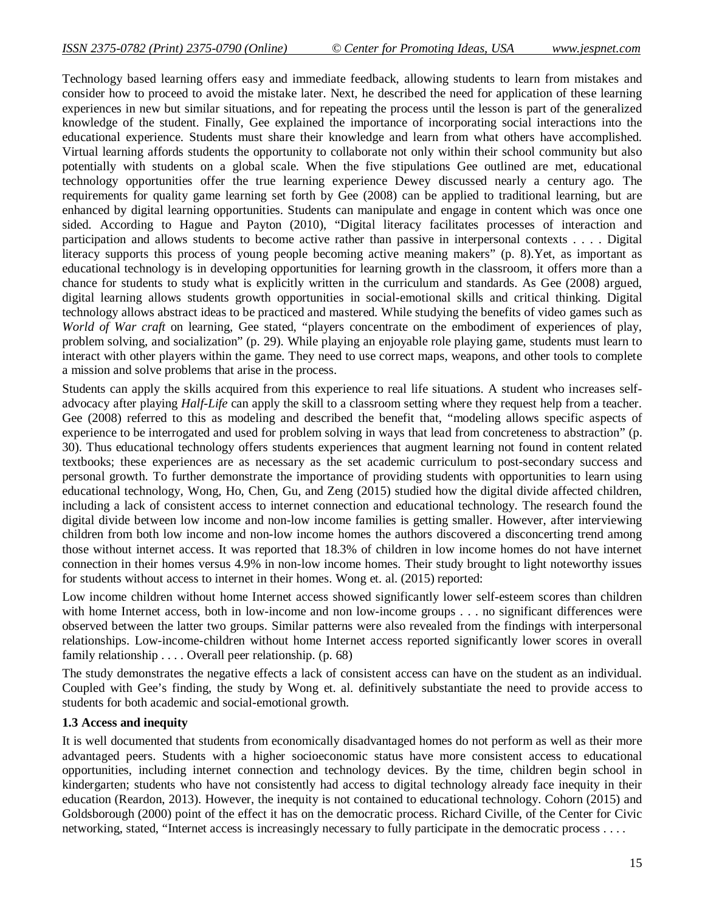Technology based learning offers easy and immediate feedback, allowing students to learn from mistakes and consider how to proceed to avoid the mistake later. Next, he described the need for application of these learning experiences in new but similar situations, and for repeating the process until the lesson is part of the generalized knowledge of the student. Finally, Gee explained the importance of incorporating social interactions into the educational experience. Students must share their knowledge and learn from what others have accomplished. Virtual learning affords students the opportunity to collaborate not only within their school community but also potentially with students on a global scale. When the five stipulations Gee outlined are met, educational technology opportunities offer the true learning experience Dewey discussed nearly a century ago. The requirements for quality game learning set forth by Gee (2008) can be applied to traditional learning, but are enhanced by digital learning opportunities. Students can manipulate and engage in content which was once one sided. According to Hague and Payton (2010), "Digital literacy facilitates processes of interaction and participation and allows students to become active rather than passive in interpersonal contexts . . . . Digital literacy supports this process of young people becoming active meaning makers" (p. 8).Yet, as important as educational technology is in developing opportunities for learning growth in the classroom, it offers more than a chance for students to study what is explicitly written in the curriculum and standards. As Gee (2008) argued, digital learning allows students growth opportunities in social-emotional skills and critical thinking. Digital technology allows abstract ideas to be practiced and mastered. While studying the benefits of video games such as *World of War craft* on learning, Gee stated, "players concentrate on the embodiment of experiences of play, problem solving, and socialization" (p. 29). While playing an enjoyable role playing game, students must learn to interact with other players within the game. They need to use correct maps, weapons, and other tools to complete a mission and solve problems that arise in the process.

Students can apply the skills acquired from this experience to real life situations. A student who increases self-advocacy after playing *Half-Life* can apply the skill to a classroom setting where they request help from a teacher. Gee (2008) referred to this as modeling and described the benefit that, "modeling allows specific aspects of experience to be interrogated and used for problem solving in ways that lead from concreteness to abstraction" (p. 30). Thus educational technology offers students experiences that augment learning not found in content related textbooks; these experiences are as necessary as the set academic curriculum to post-secondary success and personal growth. To further demonstrate the importance of providing students with opportunities to learn using educational technology, Wong, Ho, Chen, Gu, and Zeng (2015) studied how the digital divide affected children, including a lack of consistent access to internet connection and educational technology. The research found the digital divide between low income and non-low income families is getting smaller. However, after interviewing children from both low income and non-low income homes the authors discovered a disconcerting trend among those without internet access. It was reported that 18.3% of children in low income homes do not have internet connection in their homes versus 4.9% in non-low income homes. Their study brought to light noteworthy issues for students without access to internet in their homes. Wong et. al. (2015) reported:

Low income children without home Internet access showed significantly lower self-esteem scores than children with home Internet access, both in low-income and non low-income groups . . . no significant differences were observed between the latter two groups. Similar patterns were also revealed from the findings with interpersonal relationships. Low-income-children without home Internet access reported significantly lower scores in overall family relationship . . . . Overall peer relationship. (p. 68)

The study demonstrates the negative effects a lack of consistent access can have on the student as an individual. Coupled with Gee's finding, the study by Wong et. al. definitively substantiate the need to provide access to students for both academic and social-emotional growth.

### 1.3 Access and inequity

It is well documented that students from economically disadvantaged homes do not perform as well as their more advantaged peers. Students with a higher socioeconomic status have more consistent access to educational opportunities, including internet connection and technology devices. By the time, children begin school in kindergarten; students who have not consistently had access to digital technology already face inequity in their education (Reardon, 2013). However, the inequity is not contained to educational technology. Cohorn (2015) and Goldsborough (2000) point of the effect it has on the democratic process. Richard Civille, of the Center for Civic networking, stated, "Internet access is increasingly necessary to fully participate in the democratic process . . . .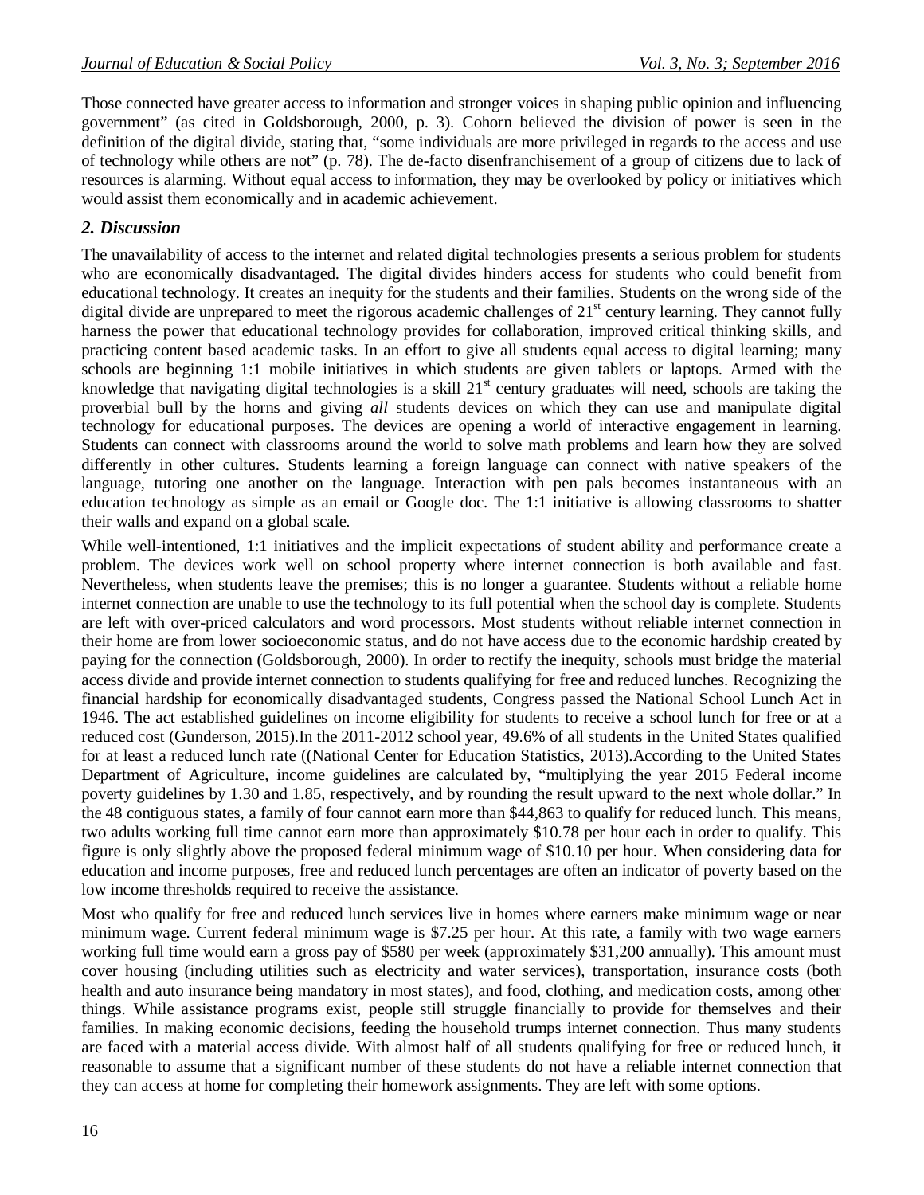Those connected have greater access to information and stronger voices in shaping public opinion and influencing government" (as cited in Goldsborough, 2000, p. 3). Cohorn believed the division of power is seen in the definition of the digital divide, stating that, "some individuals are more privileged in regards to the access and use of technology while others are not" (p. 78). The de-facto disenfranchisement of a group of citizens due to lack of resources is alarming. Without equal access to information, they may be overlooked by policy or initiatives which would assist them economically and in academic achievement.

## *2. Discussion*

The unavailability of access to the internet and related digital technologies presents a serious problem for students who are economically disadvantaged. The digital divides hinders access for students who could benefit from educational technology. It creates an inequity for the students and their families. Students on the wrong side of the digital divide are unprepared to meet the rigorous academic challenges of 21st century learning. They cannot fully harness the power that educational technology provides for collaboration, improved critical thinking skills, and practicing content based academic tasks. In an effort to give all students equal access to digital learning; many schools are beginning 1:1 mobile initiatives in which students are given tablets or laptops. Armed with the knowledge that navigating digital technologies is a skill 21st century graduates will need, schools are taking the proverbial bull by the horns and giving *all* students devices on which they can use and manipulate digital technology for educational purposes. The devices are opening a world of interactive engagement in learning. Students can connect with classrooms around the world to solve math problems and learn how they are solved differently in other cultures. Students learning a foreign language can connect with native speakers of the language, tutoring one another on the language. Interaction with pen pals becomes instantaneous with an education technology as simple as an email or Google doc. The 1:1 initiative is allowing classrooms to shatter their walls and expand on a global scale.

While well-intentioned, 1:1 initiatives and the implicit expectations of student ability and performance create a problem. The devices work well on school property where internet connection is both available and fast. Nevertheless, when students leave the premises; this is no longer a guarantee. Students without a reliable home internet connection are unable to use the technology to its full potential when the school day is complete. Students are left with over-priced calculators and word processors. Most students without reliable internet connection in their home are from lower socioeconomic status, and do not have access due to the economic hardship created by paying for the connection (Goldsborough, 2000). In order to rectify the inequity, schools must bridge the material access divide and provide internet connection to students qualifying for free and reduced lunches. Recognizing the financial hardship for economically disadvantaged students, Congress passed the National School Lunch Act in 1946. The act established guidelines on income eligibility for students to receive a school lunch for free or at a reduced cost (Gunderson, 2015).In the 2011-2012 school year, 49.6% of all students in the United States qualified for at least a reduced lunch rate ((National Center for Education Statistics, 2013).According to the United States Department of Agriculture, income guidelines are calculated by, "multiplying the year 2015 Federal income poverty guidelines by 1.30 and 1.85, respectively, and by rounding the result upward to the next whole dollar." In the 48 contiguous states, a family of four cannot earn more than $44,863 to qualify for reduced lunch. This means, two adults working full time cannot earn more than approximately $10.78 per hour each in order to qualify. This figure is only slightly above the proposed federal minimum wage of $10.10 per hour. When considering data for education and income purposes, free and reduced lunch percentages are often an indicator of poverty based on the low income thresholds required to receive the assistance.

Most who qualify for free and reduced lunch services live in homes where earners make minimum wage or near minimum wage. Current federal minimum wage is $7.25 per hour. At this rate, a family with two wage earners working full time would earn a gross pay of $580 per week (approximately $31,200 annually). This amount must cover housing (including utilities such as electricity and water services), transportation, insurance costs (both health and auto insurance being mandatory in most states), and food, clothing, and medication costs, among other things. While assistance programs exist, people still struggle financially to provide for themselves and their families. In making economic decisions, feeding the household trumps internet connection. Thus many students are faced with a material access divide. With almost half of all students qualifying for free or reduced lunch, it reasonable to assume that a significant number of these students do not have a reliable internet connection that they can access at home for completing their homework assignments. They are left with some options.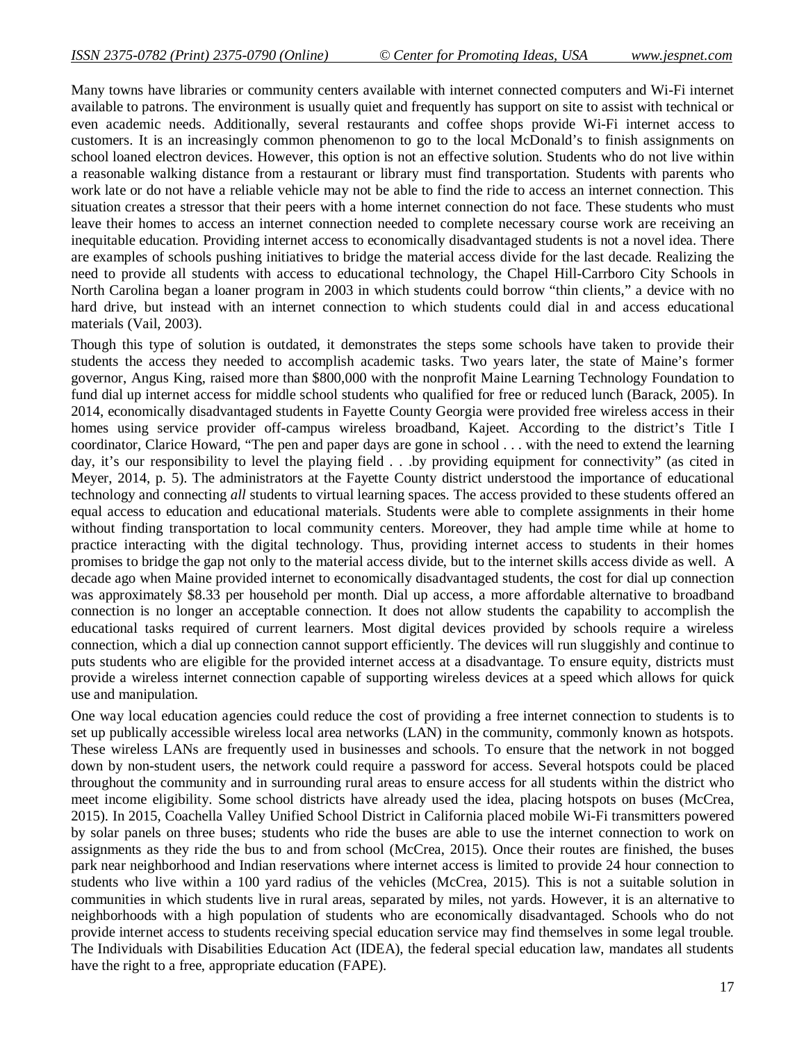Many towns have libraries or community centers available with internet connected computers and Wi-Fi internet available to patrons. The environment is usually quiet and frequently has support on site to assist with technical or even academic needs. Additionally, several restaurants and coffee shops provide Wi-Fi internet access to customers. It is an increasingly common phenomenon to go to the local McDonald's to finish assignments on school loaned electron devices. However, this option is not an effective solution. Students who do not live within a reasonable walking distance from a restaurant or library must find transportation. Students with parents who work late or do not have a reliable vehicle may not be able to find the ride to access an internet connection. This situation creates a stressor that their peers with a home internet connection do not face. These students who must leave their homes to access an internet connection needed to complete necessary course work are receiving an inequitable education. Providing internet access to economically disadvantaged students is not a novel idea. There are examples of schools pushing initiatives to bridge the material access divide for the last decade. Realizing the need to provide all students with access to educational technology, the Chapel Hill-Carrboro City Schools in North Carolina began a loaner program in 2003 in which students could borrow "thin clients," a device with no hard drive, but instead with an internet connection to which students could dial in and access educational materials (Vail, 2003).

Though this type of solution is outdated, it demonstrates the steps some schools have taken to provide their students the access they needed to accomplish academic tasks. Two years later, the state of Maine's former governor, Angus King, raised more than $800,000 with the nonprofit Maine Learning Technology Foundation to fund dial up internet access for middle school students who qualified for free or reduced lunch (Barack, 2005). In 2014, economically disadvantaged students in Fayette County Georgia were provided free wireless access in their homes using service provider off-campus wireless broadband, Kajeet. According to the district's Title I coordinator, Clarice Howard, "The pen and paper days are gone in school . . . with the need to extend the learning day, it's our responsibility to level the playing field . . .by providing equipment for connectivity" (as cited in Meyer, 2014, p. 5). The administrators at the Fayette County district understood the importance of educational technology and connecting *all* students to virtual learning spaces. The access provided to these students offered an equal access to education and educational materials. Students were able to complete assignments in their home without finding transportation to local community centers. Moreover, they had ample time while at home to practice interacting with the digital technology. Thus, providing internet access to students in their homes promises to bridge the gap not only to the material access divide, but to the internet skills access divide as well. A decade ago when Maine provided internet to economically disadvantaged students, the cost for dial up connection was approximately $8.33 per household per month. Dial up access, a more affordable alternative to broadband connection is no longer an acceptable connection. It does not allow students the capability to accomplish the educational tasks required of current learners. Most digital devices provided by schools require a wireless connection, which a dial up connection cannot support efficiently. The devices will run sluggishly and continue to puts students who are eligible for the provided internet access at a disadvantage. To ensure equity, districts must provide a wireless internet connection capable of supporting wireless devices at a speed which allows for quick use and manipulation.

One way local education agencies could reduce the cost of providing a free internet connection to students is to set up publically accessible wireless local area networks (LAN) in the community, commonly known as hotspots. These wireless LANs are frequently used in businesses and schools. To ensure that the network in not bogged down by non-student users, the network could require a password for access. Several hotspots could be placed throughout the community and in surrounding rural areas to ensure access for all students within the district who meet income eligibility. Some school districts have already used the idea, placing hotspots on buses (McCrea, 2015). In 2015, Coachella Valley Unified School District in California placed mobile Wi-Fi transmitters powered by solar panels on three buses; students who ride the buses are able to use the internet connection to work on assignments as they ride the bus to and from school (McCrea, 2015). Once their routes are finished, the buses park near neighborhood and Indian reservations where internet access is limited to provide 24 hour connection to students who live within a 100 yard radius of the vehicles (McCrea, 2015). This is not a suitable solution in communities in which students live in rural areas, separated by miles, not yards. However, it is an alternative to neighborhoods with a high population of students who are economically disadvantaged. Schools who do not provide internet access to students receiving special education service may find themselves in some legal trouble. The Individuals with Disabilities Education Act (IDEA), the federal special education law, mandates all students have the right to a free, appropriate education (FAPE).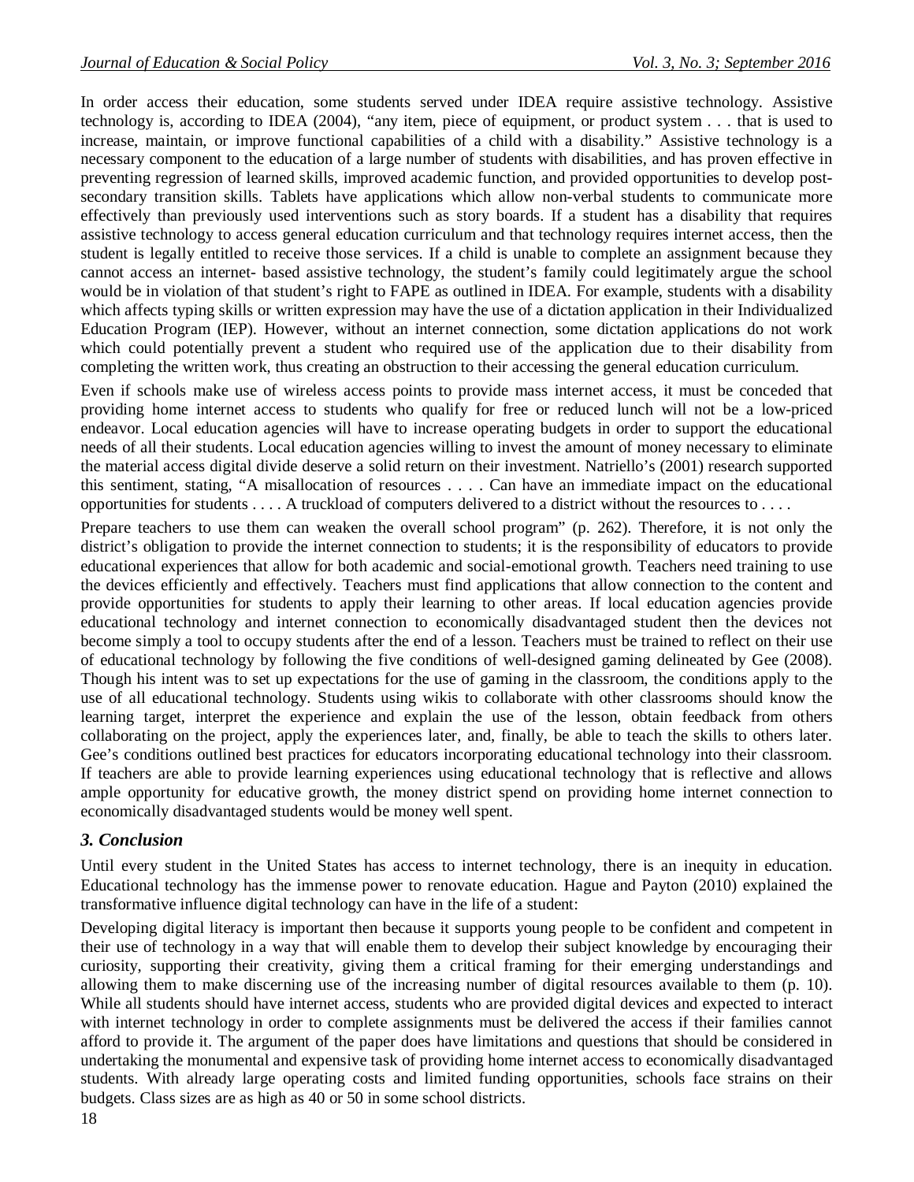In order access their education, some students served under IDEA require assistive technology. Assistive technology is, according to IDEA (2004), "any item, piece of equipment, or product system . . . that is used to increase, maintain, or improve functional capabilities of a child with a disability." Assistive technology is a necessary component to the education of a large number of students with disabilities, and has proven effective in preventing regression of learned skills, improved academic function, and provided opportunities to develop post-secondary transition skills. Tablets have applications which allow non-verbal students to communicate more effectively than previously used interventions such as story boards. If a student has a disability that requires assistive technology to access general education curriculum and that technology requires internet access, then the student is legally entitled to receive those services. If a child is unable to complete an assignment because they cannot access an internet- based assistive technology, the student's family could legitimately argue the school would be in violation of that student's right to FAPE as outlined in IDEA. For example, students with a disability which affects typing skills or written expression may have the use of a dictation application in their Individualized Education Program (IEP). However, without an internet connection, some dictation applications do not work which could potentially prevent a student who required use of the application due to their disability from completing the written work, thus creating an obstruction to their accessing the general education curriculum.

Even if schools make use of wireless access points to provide mass internet access, it must be conceded that providing home internet access to students who qualify for free or reduced lunch will not be a low-priced endeavor. Local education agencies will have to increase operating budgets in order to support the educational needs of all their students. Local education agencies willing to invest the amount of money necessary to eliminate the material access digital divide deserve a solid return on their investment. Natriello's (2001) research supported this sentiment, stating, "A misallocation of resources . . . . Can have an immediate impact on the educational opportunities for students . . . . A truckload of computers delivered to a district without the resources to . . . .

Prepare teachers to use them can weaken the overall school program" (p. 262). Therefore, it is not only the district's obligation to provide the internet connection to students; it is the responsibility of educators to provide educational experiences that allow for both academic and social-emotional growth. Teachers need training to use the devices efficiently and effectively. Teachers must find applications that allow connection to the content and provide opportunities for students to apply their learning to other areas. If local education agencies provide educational technology and internet connection to economically disadvantaged student then the devices not become simply a tool to occupy students after the end of a lesson. Teachers must be trained to reflect on their use of educational technology by following the five conditions of well-designed gaming delineated by Gee (2008). Though his intent was to set up expectations for the use of gaming in the classroom, the conditions apply to the use of all educational technology. Students using wikis to collaborate with other classrooms should know the learning target, interpret the experience and explain the use of the lesson, obtain feedback from others collaborating on the project, apply the experiences later, and, finally, be able to teach the skills to others later. Gee's conditions outlined best practices for educators incorporating educational technology into their classroom. If teachers are able to provide learning experiences using educational technology that is reflective and allows ample opportunity for educative growth, the money district spend on providing home internet connection to economically disadvantaged students would be money well spent.

## *3. Conclusion*

Until every student in the United States has access to internet technology, there is an inequity in education. Educational technology has the immense power to renovate education. Hague and Payton (2010) explained the transformative influence digital technology can have in the life of a student:

Developing digital literacy is important then because it supports young people to be confident and competent in their use of technology in a way that will enable them to develop their subject knowledge by encouraging their curiosity, supporting their creativity, giving them a critical framing for their emerging understandings and allowing them to make discerning use of the increasing number of digital resources available to them (p. 10). While all students should have internet access, students who are provided digital devices and expected to interact with internet technology in order to complete assignments must be delivered the access if their families cannot afford to provide it. The argument of the paper does have limitations and questions that should be considered in undertaking the monumental and expensive task of providing home internet access to economically disadvantaged students. With already large operating costs and limited funding opportunities, schools face strains on their budgets. Class sizes are as high as 40 or 50 in some school districts.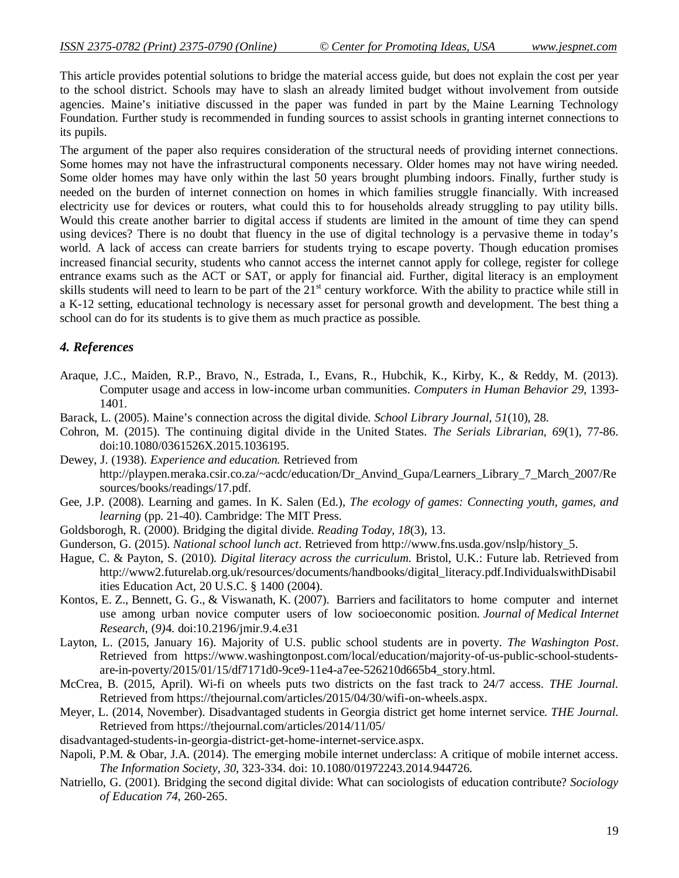This article provides potential solutions to bridge the material access guide, but does not explain the cost per year to the school district. Schools may have to slash an already limited budget without involvement from outside agencies. Maine's initiative discussed in the paper was funded in part by the Maine Learning Technology Foundation. Further study is recommended in funding sources to assist schools in granting internet connections to its pupils.

The argument of the paper also requires consideration of the structural needs of providing internet connections. Some homes may not have the infrastructural components necessary. Older homes may not have wiring needed. Some older homes may have only within the last 50 years brought plumbing indoors. Finally, further study is needed on the burden of internet connection on homes in which families struggle financially. With increased electricity use for devices or routers, what could this to for households already struggling to pay utility bills. Would this create another barrier to digital access if students are limited in the amount of time they can spend using devices? There is no doubt that fluency in the use of digital technology is a pervasive theme in today's world. A lack of access can create barriers for students trying to escape poverty. Though education promises increased financial security, students who cannot access the internet cannot apply for college, register for college entrance exams such as the ACT or SAT, or apply for financial aid. Further, digital literacy is an employment skills students will need to learn to be part of the 21st century workforce. With the ability to practice while still in a K-12 setting, educational technology is necessary asset for personal growth and development. The best thing a school can do for its students is to give them as much practice as possible.

### *4. References*

Araque, J.C., Maiden, R.P., Bravo, N., Estrada, I., Evans, R., Hubchik, K., Kirby, K., & Reddy, M. (2013). Computer usage and access in low-income urban communities. *Computers in Human Behavior 29,* 1393-1401.

Barack, L. (2005). Maine's connection across the digital divide. *School Library Journal, 51*(10), 28.

Cohron, M. (2015). The continuing digital divide in the United States. *The Serials Librarian, 69*(1), 77-86. doi:10.1080/0361526X.2015.1036195.

Dewey, J. (1938). *Experience and education.* Retrieved from http://playpen.meraka.csir.co.za/~acdc/education/Dr_Anvind_Gupa/Learners_Library_7_March_2007/Resources/books/readings/17.pdf.

Gee, J.P. (2008). Learning and games. In K. Salen (Ed.), *The ecology of games: Connecting youth, games, and learning* (pp. 21-40). Cambridge: The MIT Press.

Goldsborogh, R. (2000). Bridging the digital divide. *Reading Today, 18*(3), 13.

Gunderson, G. (2015). *National school lunch act*. Retrieved from http://www.fns.usda.gov/nslp/history_5.

Hague, C. & Payton, S. (2010). *Digital literacy across the curriculum.* Bristol, U.K.: Future lab. Retrieved from http://www2.futurelab.org.uk/resources/documents/handbooks/digital_literacy.pdf.IndividualswithDisabilities Education Act, 20 U.S.C. § 1400 (2004).

Kontos, E. Z., Bennett, G. G., & Viswanath, K. (2007). Barriers and facilitators to home computer and internet use among urban novice computer users of low socioeconomic position. *Journal of Medical Internet Research*, (*9)*4. doi:10.2196/jmir.9.4.e31

Layton, L. (2015, January 16). Majority of U.S. public school students are in poverty. *The Washington Post*. Retrieved from https://www.washingtonpost.com/local/education/majority-of-us-public-school-students-are-in-poverty/2015/01/15/df7171d0-9ce9-11e4-a7ee-526210d665b4_story.html.

McCrea, B. (2015, April). Wi-fi on wheels puts two districts on the fast track to 24/7 access. *THE Journal.* Retrieved from https://thejournal.com/articles/2015/04/30/wifi-on-wheels.aspx.

Meyer, L. (2014, November). Disadvantaged students in Georgia district get home internet service. *THE Journal.* Retrieved from https://thejournal.com/articles/2014/11/05/disadvantaged-students-in-georgia-district-get-home-internet-service.aspx.

Napoli, P.M. & Obar, J.A. (2014). The emerging mobile internet underclass: A critique of mobile internet access. *The Information Society, 30*, 323-334. doi: 10.1080/01972243.2014.944726.

Natriello, G. (2001). Bridging the second digital divide: What can sociologists of education contribute? *Sociology of Education 74*, 260-265.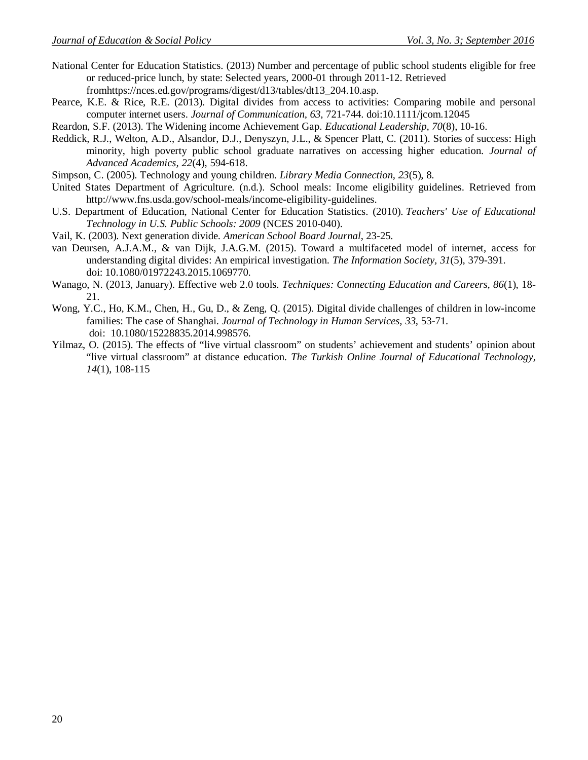National Center for Education Statistics. (2013) Number and percentage of public school students eligible for free or reduced-price lunch, by state: Selected years, 2000-01 through 2011-12. Retrieved fromhttps://nces.ed.gov/programs/digest/d13/tables/dt13_204.10.asp.

Pearce, K.E. & Rice, R.E. (2013). Digital divides from access to activities: Comparing mobile and personal computer internet users. *Journal of Communication, 63*, 721-744. doi:10.1111/jcom.12045

Reardon, S.F. (2013). The Widening income Achievement Gap. *Educational Leadership, 70*(8), 10-16.

Reddick, R.J., Welton, A.D., Alsandor, D.J., Denyszyn, J.L., & Spencer Platt, C. (2011). Stories of success: High minority, high poverty public school graduate narratives on accessing higher education. *Journal of Advanced Academics, 22*(4), 594-618.

Simpson, C. (2005). Technology and young children. *Library Media Connection, 23*(5), 8.

United States Department of Agriculture. (n.d.). School meals: Income eligibility guidelines. Retrieved from http://www.fns.usda.gov/school-meals/income-eligibility-guidelines.

U.S. Department of Education, National Center for Education Statistics. (2010). *Teachers' Use of Educational Technology in U.S. Public Schools: 2009* (NCES 2010-040).

Vail, K. (2003). Next generation divide. *American School Board Journal*, 23-25.

van Deursen, A.J.A.M., & van Dijk, J.A.G.M. (2015). Toward a multifaceted model of internet, access for understanding digital divides: An empirical investigation. *The Information Society, 31*(5), 379-391. doi: 10.1080/01972243.2015.1069770.

Wanago, N. (2013, January). Effective web 2.0 tools. *Techniques: Connecting Education and Careers, 86*(1), 18-21.

Wong, Y.C., Ho, K.M., Chen, H., Gu, D., & Zeng, Q. (2015). Digital divide challenges of children in low-income families: The case of Shanghai. *Journal of Technology in Human Services, 33*, 53-71. doi: 10.1080/15228835.2014.998576.

Yilmaz, O. (2015). The effects of "live virtual classroom" on students' achievement and students' opinion about "live virtual classroom" at distance education. *The Turkish Online Journal of Educational Technology, 14*(1), 108-115